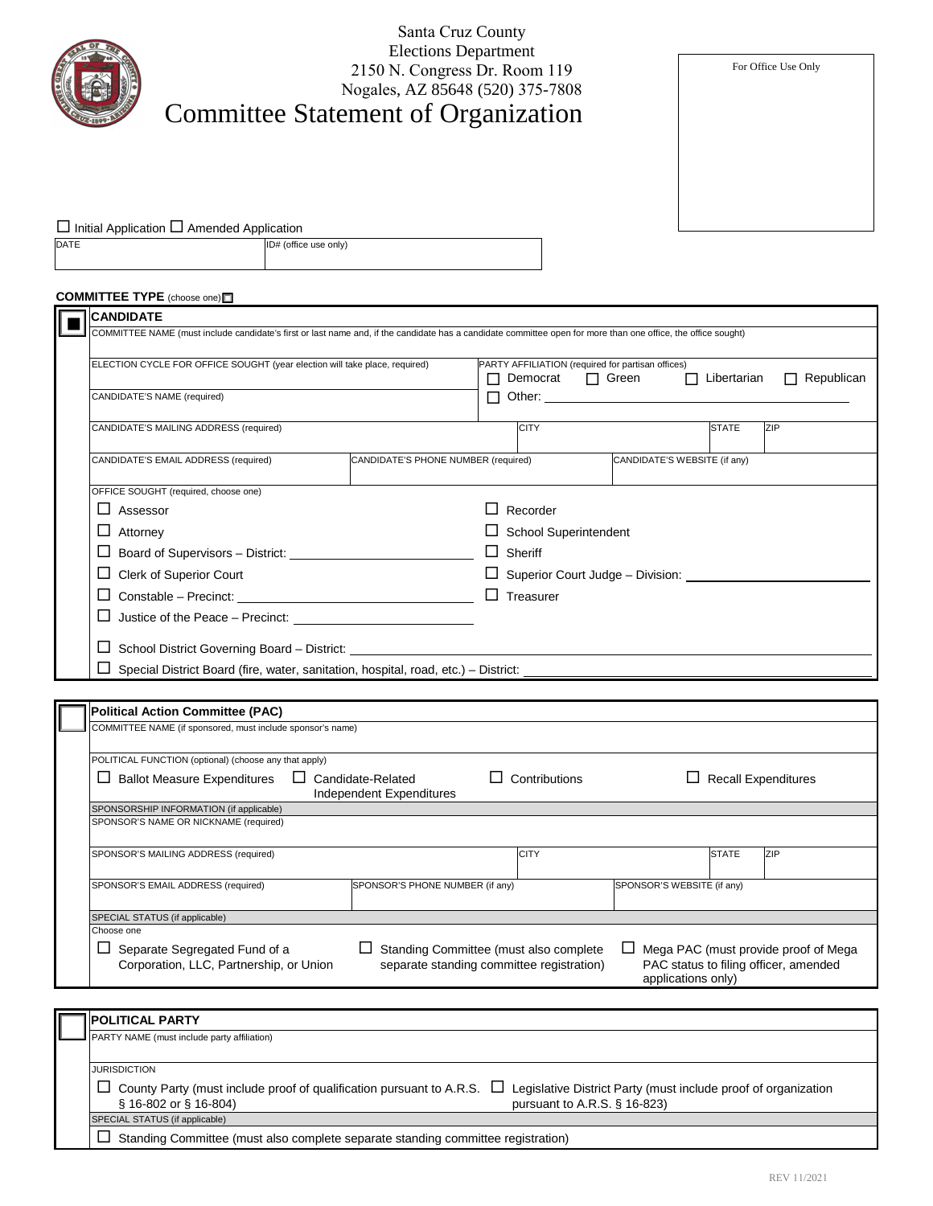Santa Cruz County
Elections Department
2150 N. Congress Dr. Room 119
Nogales, AZ 85648 (520) 375-7808

# Committee Statement of Organization

For Office Use Only

☐ Initial Application ☐ Amended Application

| DATE | ID# (office use only) |
|---|---|
| | |

**COMMITTEE TYPE** (choose one) ☐

## ■ CANDIDATE

COMMITTEE NAME (must include candidate's first or last name and, if the candidate has a candidate committee open for more than one office, the office sought)

ELECTION CYCLE FOR OFFICE SOUGHT (year election will take place, required)

PARTY AFFILIATION (required for partisan offices)
☐ Democrat ☐ Green ☐ Libertarian ☐ Republican
☐ Other: ______

CANDIDATE'S NAME (required)

| CANDIDATE'S MAILING ADDRESS (required) | CITY | STATE | ZIP |
|---|---|---|---|
| | | | |

| CANDIDATE'S EMAIL ADDRESS (required) | CANDIDATE'S PHONE NUMBER (required) | CANDIDATE'S WEBSITE (if any) |
|---|---|---|
| | | |

OFFICE SOUGHT (required, choose one)

- ☐ Assessor
- ☐ Attorney
- ☐ Board of Supervisors – District: ______
- ☐ Clerk of Superior Court
- ☐ Constable – Precinct: ______
- ☐ Justice of the Peace – Precinct: ______
- ☐ Recorder
- ☐ School Superintendent
- ☐ Sheriff
- ☐ Superior Court Judge – Division: ______
- ☐ Treasurer
- ☐ School District Governing Board – District: ______
- ☐ Special District Board (fire, water, sanitation, hospital, road, etc.) – District: ______

## ☐ Political Action Committee (PAC)

COMMITTEE NAME (if sponsored, must include sponsor's name)

POLITICAL FUNCTION (optional) (choose any that apply)

☐ Ballot Measure Expenditures ☐ Candidate-Related Independent Expenditures ☐ Contributions ☐ Recall Expenditures

SPONSORSHIP INFORMATION (if applicable)

SPONSOR'S NAME OR NICKNAME (required)

| SPONSOR'S MAILING ADDRESS (required) | CITY | STATE | ZIP |
|---|---|---|---|
| | | | |

| SPONSOR'S EMAIL ADDRESS (required) | SPONSOR'S PHONE NUMBER (if any) | SPONSOR'S WEBSITE (if any) |
|---|---|---|
| | | |

SPECIAL STATUS (if applicable)

Choose one

☐ Separate Segregated Fund of a Corporation, LLC, Partnership, or Union ☐ Standing Committee (must also complete separate standing committee registration) ☐ Mega PAC (must provide proof of Mega PAC status to filing officer, amended applications only)

## ☐ POLITICAL PARTY

PARTY NAME (must include party affiliation)

JURISDICTION

☐ County Party (must include proof of qualification pursuant to A.R.S. § 16-802 or § 16-804) ☐ Legislative District Party (must include proof of organization pursuant to A.R.S. § 16-823)

SPECIAL STATUS (if applicable)

☐ Standing Committee (must also complete separate standing committee registration)

REV 11/2021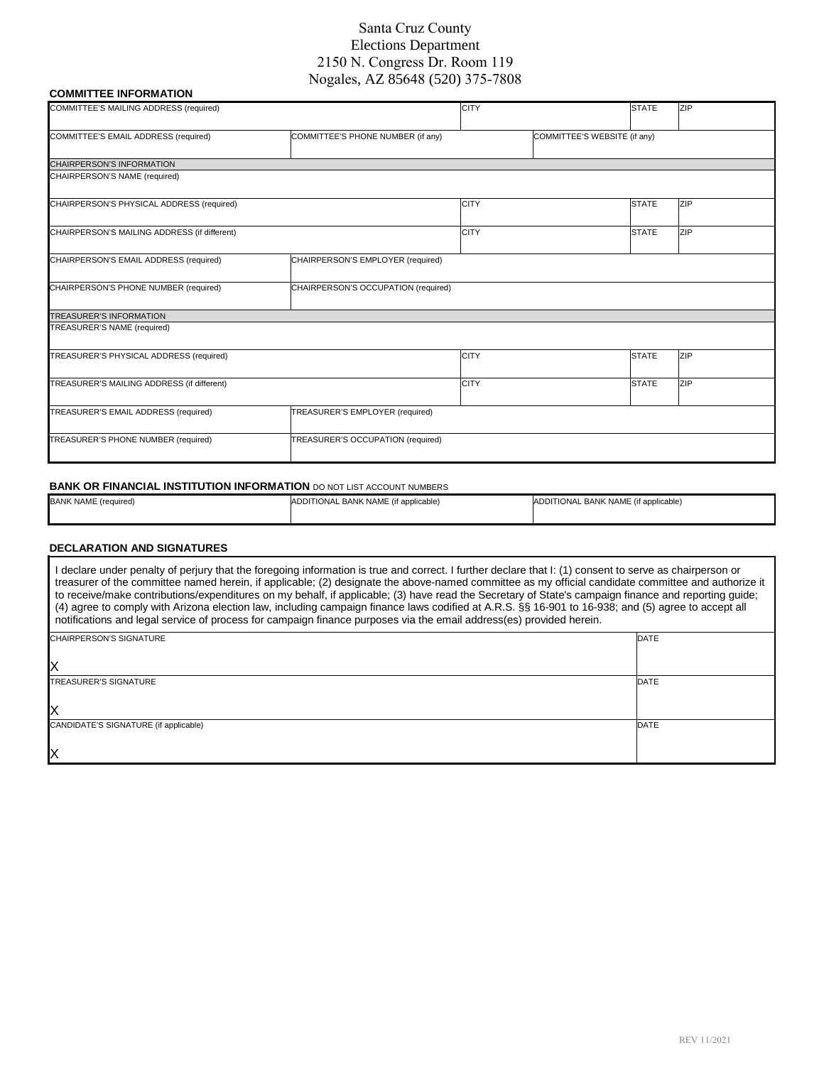Santa Cruz County
Elections Department
2150 N. Congress Dr. Room 119
Nogales, AZ 85648 (520) 375-7808

**COMMITTEE INFORMATION**

| | | | | |
|---|---|---|---|---|
| COMMITTEE'S MAILING ADDRESS (required) | | CITY | STATE | ZIP |
| COMMITTEE'S EMAIL ADDRESS (required) | COMMITTEE'S PHONE NUMBER (if any) | COMMITTEE'S WEBSITE (if any) | | |
| CHAIRPERSON'S INFORMATION | | | | |
| CHAIRPERSON'S NAME (required) | | | | |
| CHAIRPERSON'S PHYSICAL ADDRESS (required) | | CITY | STATE | ZIP |
| CHAIRPERSON'S MAILING ADDRESS (if different) | | CITY | STATE | ZIP |
| CHAIRPERSON'S EMAIL ADDRESS (required) | CHAIRPERSON'S EMPLOYER (required) | | | |
| CHAIRPERSON'S PHONE NUMBER (required) | CHAIRPERSON'S OCCUPATION (required) | | | |
| TREASURER'S INFORMATION | | | | |
| TREASURER'S NAME (required) | | | | |
| TREASURER'S PHYSICAL ADDRESS (required) | | CITY | STATE | ZIP |
| TREASURER'S MAILING ADDRESS (if different) | | CITY | STATE | ZIP |
| TREASURER'S EMAIL ADDRESS (required) | TREASURER'S EMPLOYER (required) | | | |
| TREASURER'S PHONE NUMBER (required) | TREASURER'S OCCUPATION (required) | | | |

**BANK OR FINANCIAL INSTITUTION INFORMATION** DO NOT LIST ACCOUNT NUMBERS

| | | |
|---|---|---|
| BANK NAME (required) | ADDITIONAL BANK NAME (if applicable) | ADDITIONAL BANK NAME (if applicable) |

**DECLARATION AND SIGNATURES**

I declare under penalty of perjury that the foregoing information is true and correct. I further declare that I: (1) consent to serve as chairperson or treasurer of the committee named herein, if applicable; (2) designate the above-named committee as my official candidate committee and authorize it to receive/make contributions/expenditures on my behalf, if applicable; (3) have read the Secretary of State's campaign finance and reporting guide; (4) agree to comply with Arizona election law, including campaign finance laws codified at A.R.S. §§ 16-901 to 16-938; and (5) agree to accept all notifications and legal service of process for campaign finance purposes via the email address(es) provided herein.

| | |
|---|---|
| CHAIRPERSON'S SIGNATURE<br>X | DATE |
| TREASURER'S SIGNATURE<br>X | DATE |
| CANDIDATE'S SIGNATURE (if applicable)<br>X | DATE |

REV 11/2021